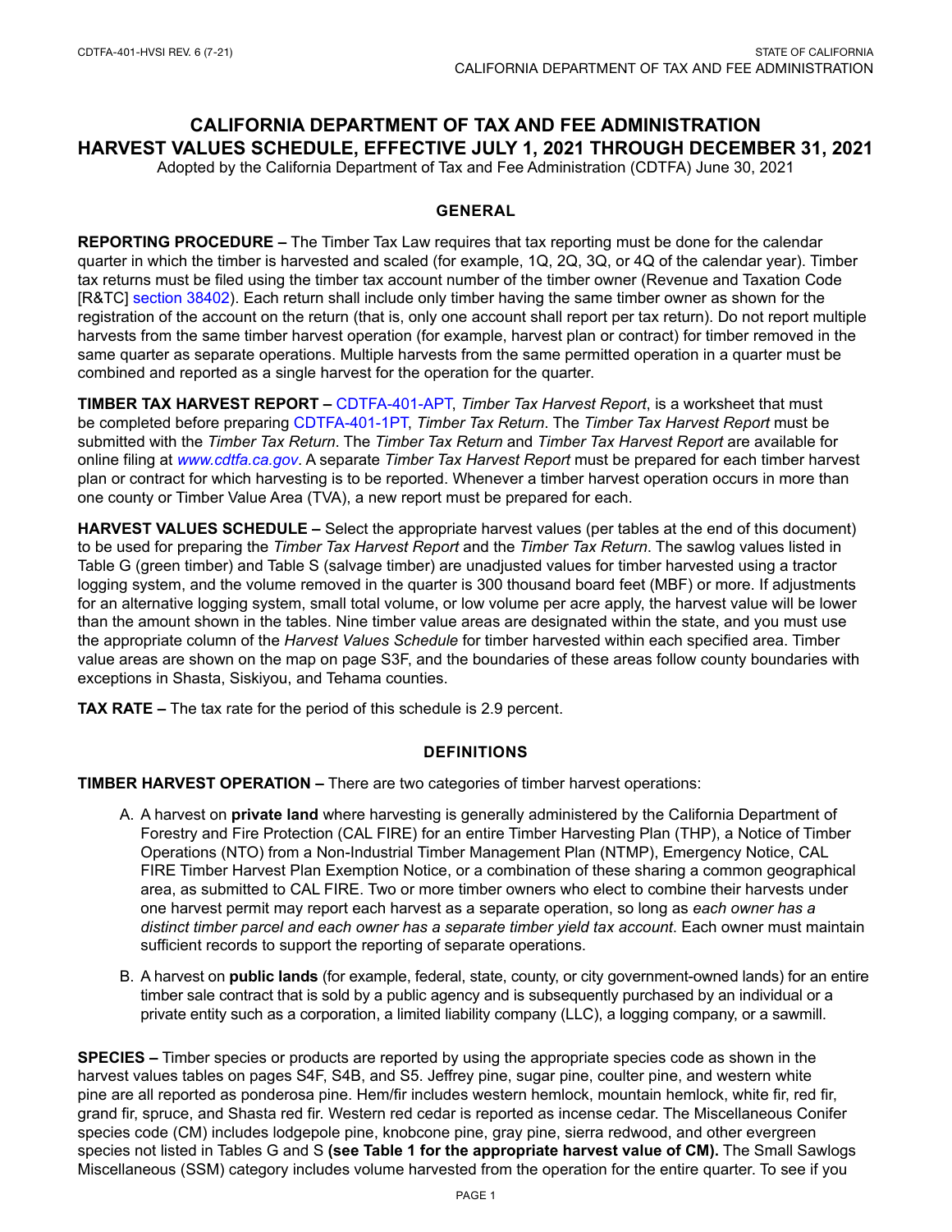# CALIFORNIA DEPARTMENT OF TAX AND FEE ADMINISTRATION
# HARVEST VALUES SCHEDULE, EFFECTIVE JULY 1, 2021 THROUGH DECEMBER 31, 2021

Adopted by the California Department of Tax and Fee Administration (CDTFA) June 30, 2021

## GENERAL

**REPORTING PROCEDURE –** The Timber Tax Law requires that tax reporting must be done for the calendar quarter in which the timber is harvested and scaled (for example, 1Q, 2Q, 3Q, or 4Q of the calendar year). Timber tax returns must be filed using the timber tax account number of the timber owner (Revenue and Taxation Code [R&TC] section 38402). Each return shall include only timber having the same timber owner as shown for the registration of the account on the return (that is, only one account shall report per tax return). Do not report multiple harvests from the same timber harvest operation (for example, harvest plan or contract) for timber removed in the same quarter as separate operations. Multiple harvests from the same permitted operation in a quarter must be combined and reported as a single harvest for the operation for the quarter.

**TIMBER TAX HARVEST REPORT –** CDTFA-401-APT, *Timber Tax Harvest Report*, is a worksheet that must be completed before preparing CDTFA-401-1PT, *Timber Tax Return*. The *Timber Tax Harvest Report* must be submitted with the *Timber Tax Return*. The *Timber Tax Return* and *Timber Tax Harvest Report* are available for online filing at *www.cdtfa.ca.gov*. A separate *Timber Tax Harvest Report* must be prepared for each timber harvest plan or contract for which harvesting is to be reported. Whenever a timber harvest operation occurs in more than one county or Timber Value Area (TVA), a new report must be prepared for each.

**HARVEST VALUES SCHEDULE –** Select the appropriate harvest values (per tables at the end of this document) to be used for preparing the *Timber Tax Harvest Report* and the *Timber Tax Return*. The sawlog values listed in Table G (green timber) and Table S (salvage timber) are unadjusted values for timber harvested using a tractor logging system, and the volume removed in the quarter is 300 thousand board feet (MBF) or more. If adjustments for an alternative logging system, small total volume, or low volume per acre apply, the harvest value will be lower than the amount shown in the tables. Nine timber value areas are designated within the state, and you must use the appropriate column of the *Harvest Values Schedule* for timber harvested within each specified area. Timber value areas are shown on the map on page S3F, and the boundaries of these areas follow county boundaries with exceptions in Shasta, Siskiyou, and Tehama counties.

**TAX RATE –** The tax rate for the period of this schedule is 2.9 percent.

## DEFINITIONS

**TIMBER HARVEST OPERATION –** There are two categories of timber harvest operations:

A. A harvest on **private land** where harvesting is generally administered by the California Department of Forestry and Fire Protection (CAL FIRE) for an entire Timber Harvesting Plan (THP), a Notice of Timber Operations (NTO) from a Non-Industrial Timber Management Plan (NTMP), Emergency Notice, CAL FIRE Timber Harvest Plan Exemption Notice, or a combination of these sharing a common geographical area, as submitted to CAL FIRE. Two or more timber owners who elect to combine their harvests under one harvest permit may report each harvest as a separate operation, so long as *each owner has a distinct timber parcel and each owner has a separate timber yield tax account*. Each owner must maintain sufficient records to support the reporting of separate operations.

B. A harvest on **public lands** (for example, federal, state, county, or city government-owned lands) for an entire timber sale contract that is sold by a public agency and is subsequently purchased by an individual or a private entity such as a corporation, a limited liability company (LLC), a logging company, or a sawmill.

**SPECIES –** Timber species or products are reported by using the appropriate species code as shown in the harvest values tables on pages S4F, S4B, and S5. Jeffrey pine, sugar pine, coulter pine, and western white pine are all reported as ponderosa pine. Hem/fir includes western hemlock, mountain hemlock, white fir, red fir, grand fir, spruce, and Shasta red fir. Western red cedar is reported as incense cedar. The Miscellaneous Conifer species code (CM) includes lodgepole pine, knobcone pine, gray pine, sierra redwood, and other evergreen species not listed in Tables G and S **(see Table 1 for the appropriate harvest value of CM).** The Small Sawlogs Miscellaneous (SSM) category includes volume harvested from the operation for the entire quarter. To see if you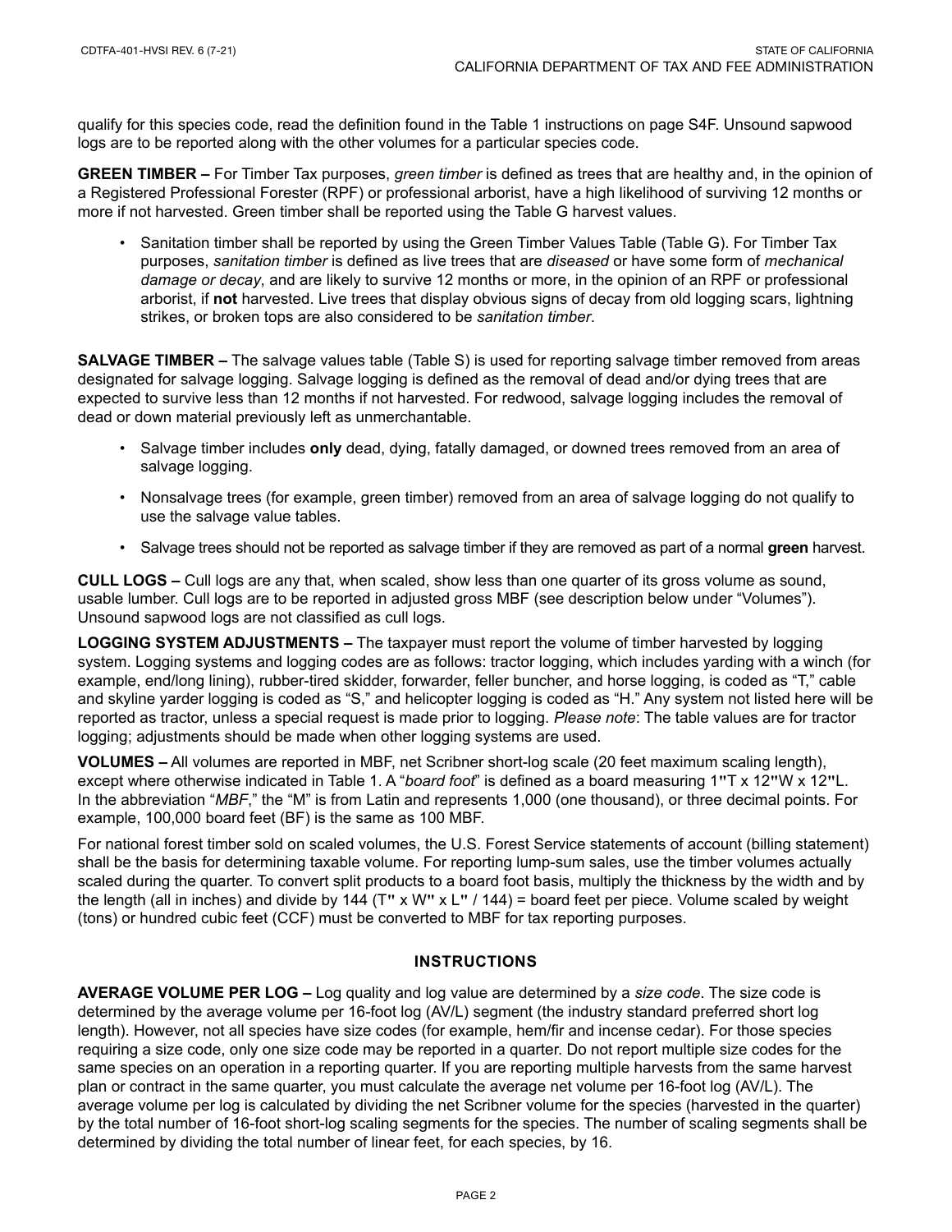qualify for this species code, read the definition found in the Table 1 instructions on page S4F. Unsound sapwood logs are to be reported along with the other volumes for a particular species code.

**GREEN TIMBER –** For Timber Tax purposes, *green timber* is defined as trees that are healthy and, in the opinion of a Registered Professional Forester (RPF) or professional arborist, have a high likelihood of surviving 12 months or more if not harvested. Green timber shall be reported using the Table G harvest values.

- Sanitation timber shall be reported by using the Green Timber Values Table (Table G). For Timber Tax purposes, *sanitation timber* is defined as live trees that are *diseased* or have some form of *mechanical damage or decay*, and are likely to survive 12 months or more, in the opinion of an RPF or professional arborist, if **not** harvested. Live trees that display obvious signs of decay from old logging scars, lightning strikes, or broken tops are also considered to be *sanitation timber*.

**SALVAGE TIMBER –** The salvage values table (Table S) is used for reporting salvage timber removed from areas designated for salvage logging. Salvage logging is defined as the removal of dead and/or dying trees that are expected to survive less than 12 months if not harvested. For redwood, salvage logging includes the removal of dead or down material previously left as unmerchantable.

- Salvage timber includes **only** dead, dying, fatally damaged, or downed trees removed from an area of salvage logging.
- Nonsalvage trees (for example, green timber) removed from an area of salvage logging do not qualify to use the salvage value tables.
- Salvage trees should not be reported as salvage timber if they are removed as part of a normal **green** harvest.

**CULL LOGS –** Cull logs are any that, when scaled, show less than one quarter of its gross volume as sound, usable lumber. Cull logs are to be reported in adjusted gross MBF (see description below under "Volumes"). Unsound sapwood logs are not classified as cull logs.

**LOGGING SYSTEM ADJUSTMENTS –** The taxpayer must report the volume of timber harvested by logging system. Logging systems and logging codes are as follows: tractor logging, which includes yarding with a winch (for example, end/long lining), rubber-tired skidder, forwarder, feller buncher, and horse logging, is coded as "T," cable and skyline yarder logging is coded as "S," and helicopter logging is coded as "H." Any system not listed here will be reported as tractor, unless a special request is made prior to logging. *Please note*: The table values are for tractor logging; adjustments should be made when other logging systems are used.

**VOLUMES –** All volumes are reported in MBF, net Scribner short-log scale (20 feet maximum scaling length), except where otherwise indicated in Table 1. A "*board foot*" is defined as a board measuring 1"T x 12"W x 12"L. In the abbreviation "*MBF*," the "M" is from Latin and represents 1,000 (one thousand), or three decimal points. For example, 100,000 board feet (BF) is the same as 100 MBF.

For national forest timber sold on scaled volumes, the U.S. Forest Service statements of account (billing statement) shall be the basis for determining taxable volume. For reporting lump-sum sales, use the timber volumes actually scaled during the quarter. To convert split products to a board foot basis, multiply the thickness by the width and by the length (all in inches) and divide by 144 (T" x W" x L" / 144) = board feet per piece. Volume scaled by weight (tons) or hundred cubic feet (CCF) must be converted to MBF for tax reporting purposes.

## INSTRUCTIONS

**AVERAGE VOLUME PER LOG –** Log quality and log value are determined by a *size code*. The size code is determined by the average volume per 16-foot log (AV/L) segment (the industry standard preferred short log length). However, not all species have size codes (for example, hem/fir and incense cedar). For those species requiring a size code, only one size code may be reported in a quarter. Do not report multiple size codes for the same species on an operation in a reporting quarter. If you are reporting multiple harvests from the same harvest plan or contract in the same quarter, you must calculate the average net volume per 16-foot log (AV/L). The average volume per log is calculated by dividing the net Scribner volume for the species (harvested in the quarter) by the total number of 16-foot short-log scaling segments for the species. The number of scaling segments shall be determined by dividing the total number of linear feet, for each species, by 16.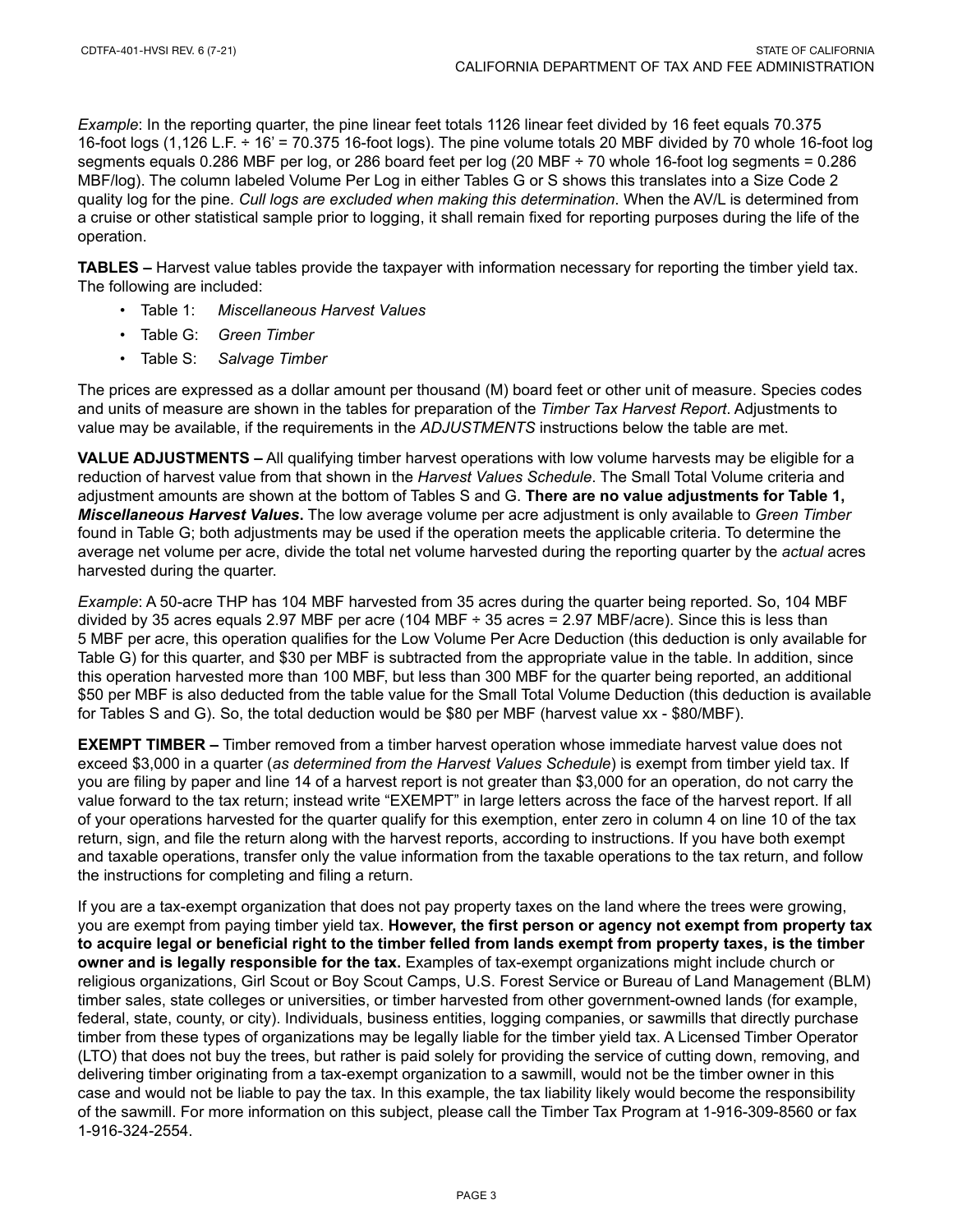*Example*: In the reporting quarter, the pine linear feet totals 1126 linear feet divided by 16 feet equals 70.375 16-foot logs (1,126 L.F. ÷ 16' = 70.375 16-foot logs). The pine volume totals 20 MBF divided by 70 whole 16-foot log segments equals 0.286 MBF per log, or 286 board feet per log (20 MBF ÷ 70 whole 16-foot log segments = 0.286 MBF/log). The column labeled Volume Per Log in either Tables G or S shows this translates into a Size Code 2 quality log for the pine. *Cull logs are excluded when making this determination*. When the AV/L is determined from a cruise or other statistical sample prior to logging, it shall remain fixed for reporting purposes during the life of the operation.

**TABLES –** Harvest value tables provide the taxpayer with information necessary for reporting the timber yield tax. The following are included:

- Table 1: *Miscellaneous Harvest Values*
- Table G: *Green Timber*
- Table S: *Salvage Timber*

The prices are expressed as a dollar amount per thousand (M) board feet or other unit of measure. Species codes and units of measure are shown in the tables for preparation of the *Timber Tax Harvest Report*. Adjustments to value may be available, if the requirements in the *ADJUSTMENTS* instructions below the table are met.

**VALUE ADJUSTMENTS –** All qualifying timber harvest operations with low volume harvests may be eligible for a reduction of harvest value from that shown in the *Harvest Values Schedule*. The Small Total Volume criteria and adjustment amounts are shown at the bottom of Tables S and G. **There are no value adjustments for Table 1, *Miscellaneous Harvest Values*.** The low average volume per acre adjustment is only available to *Green Timber* found in Table G; both adjustments may be used if the operation meets the applicable criteria. To determine the average net volume per acre, divide the total net volume harvested during the reporting quarter by the *actual* acres harvested during the quarter.

*Example*: A 50-acre THP has 104 MBF harvested from 35 acres during the quarter being reported. So, 104 MBF divided by 35 acres equals 2.97 MBF per acre (104 MBF ÷ 35 acres = 2.97 MBF/acre). Since this is less than 5 MBF per acre, this operation qualifies for the Low Volume Per Acre Deduction (this deduction is only available for Table G) for this quarter, and $30 per MBF is subtracted from the appropriate value in the table. In addition, since this operation harvested more than 100 MBF, but less than 300 MBF for the quarter being reported, an additional $50 per MBF is also deducted from the table value for the Small Total Volume Deduction (this deduction is available for Tables S and G). So, the total deduction would be $80 per MBF (harvest value xx - $80/MBF).

**EXEMPT TIMBER –** Timber removed from a timber harvest operation whose immediate harvest value does not exceed $3,000 in a quarter (*as determined from the Harvest Values Schedule*) is exempt from timber yield tax. If you are filing by paper and line 14 of a harvest report is not greater than $3,000 for an operation, do not carry the value forward to the tax return; instead write "EXEMPT" in large letters across the face of the harvest report. If all of your operations harvested for the quarter qualify for this exemption, enter zero in column 4 on line 10 of the tax return, sign, and file the return along with the harvest reports, according to instructions. If you have both exempt and taxable operations, transfer only the value information from the taxable operations to the tax return, and follow the instructions for completing and filing a return.

If you are a tax-exempt organization that does not pay property taxes on the land where the trees were growing, you are exempt from paying timber yield tax. **However, the first person or agency not exempt from property tax to acquire legal or beneficial right to the timber felled from lands exempt from property taxes, is the timber owner and is legally responsible for the tax.** Examples of tax-exempt organizations might include church or religious organizations, Girl Scout or Boy Scout Camps, U.S. Forest Service or Bureau of Land Management (BLM) timber sales, state colleges or universities, or timber harvested from other government-owned lands (for example, federal, state, county, or city). Individuals, business entities, logging companies, or sawmills that directly purchase timber from these types of organizations may be legally liable for the timber yield tax. A Licensed Timber Operator (LTO) that does not buy the trees, but rather is paid solely for providing the service of cutting down, removing, and delivering timber originating from a tax-exempt organization to a sawmill, would not be the timber owner in this case and would not be liable to pay the tax. In this example, the tax liability likely would become the responsibility of the sawmill. For more information on this subject, please call the Timber Tax Program at 1-916-309-8560 or fax 1-916-324-2554.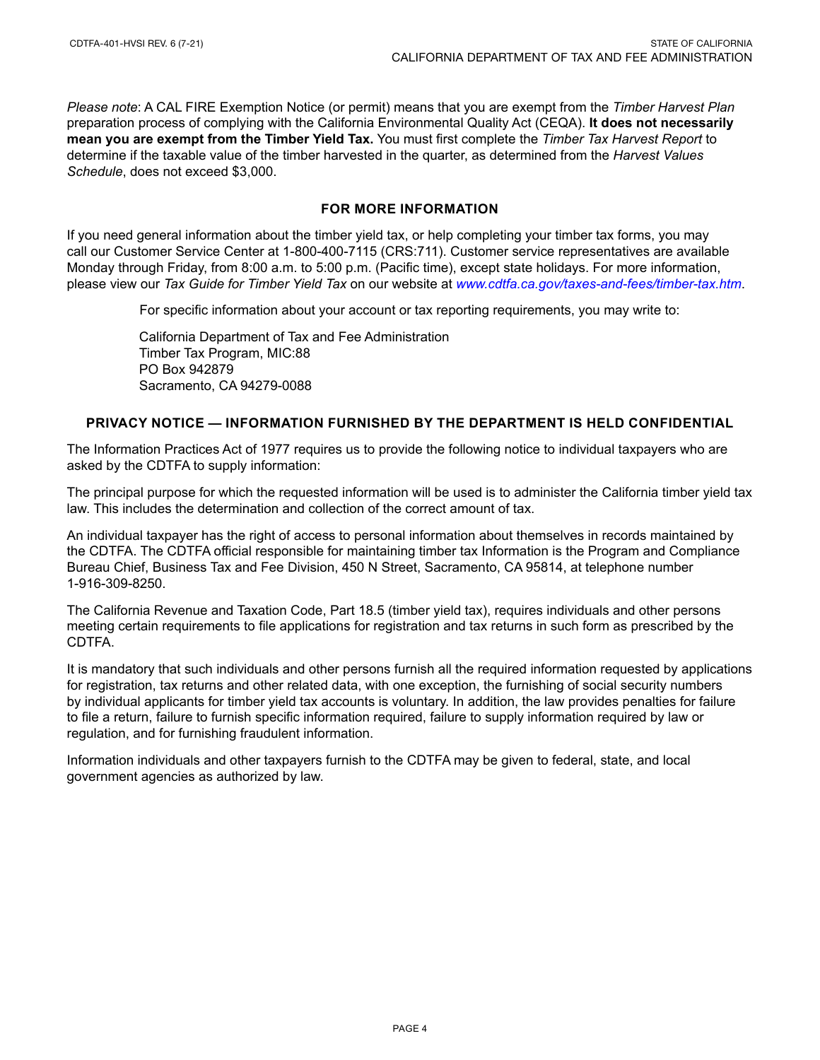*Please note*: A CAL FIRE Exemption Notice (or permit) means that you are exempt from the *Timber Harvest Plan* preparation process of complying with the California Environmental Quality Act (CEQA). **It does not necessarily mean you are exempt from the Timber Yield Tax.** You must first complete the *Timber Tax Harvest Report* to determine if the taxable value of the timber harvested in the quarter, as determined from the *Harvest Values Schedule*, does not exceed $3,000.

## FOR MORE INFORMATION

If you need general information about the timber yield tax, or help completing your timber tax forms, you may call our Customer Service Center at 1-800-400-7115 (CRS:711). Customer service representatives are available Monday through Friday, from 8:00 a.m. to 5:00 p.m. (Pacific time), except state holidays. For more information, please view our *Tax Guide for Timber Yield Tax* on our website at *www.cdtfa.ca.gov/taxes-and-fees/timber-tax.htm*.

For specific information about your account or tax reporting requirements, you may write to:

California Department of Tax and Fee Administration  
Timber Tax Program, MIC:88  
PO Box 942879  
Sacramento, CA 94279-0088

## PRIVACY NOTICE — INFORMATION FURNISHED BY THE DEPARTMENT IS HELD CONFIDENTIAL

The Information Practices Act of 1977 requires us to provide the following notice to individual taxpayers who are asked by the CDTFA to supply information:

The principal purpose for which the requested information will be used is to administer the California timber yield tax law. This includes the determination and collection of the correct amount of tax.

An individual taxpayer has the right of access to personal information about themselves in records maintained by the CDTFA. The CDTFA official responsible for maintaining timber tax Information is the Program and Compliance Bureau Chief, Business Tax and Fee Division, 450 N Street, Sacramento, CA 95814, at telephone number 1-916-309-8250.

The California Revenue and Taxation Code, Part 18.5 (timber yield tax), requires individuals and other persons meeting certain requirements to file applications for registration and tax returns in such form as prescribed by the CDTFA.

It is mandatory that such individuals and other persons furnish all the required information requested by applications for registration, tax returns and other related data, with one exception, the furnishing of social security numbers by individual applicants for timber yield tax accounts is voluntary. In addition, the law provides penalties for failure to file a return, failure to furnish specific information required, failure to supply information required by law or regulation, and for furnishing fraudulent information.

Information individuals and other taxpayers furnish to the CDTFA may be given to federal, state, and local government agencies as authorized by law.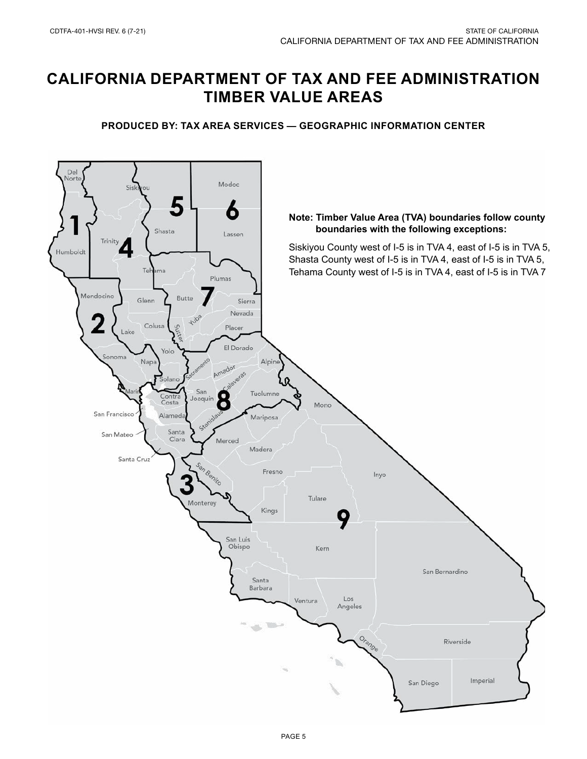# CALIFORNIA DEPARTMENT OF TAX AND FEE ADMINISTRATION TIMBER VALUE AREAS

**PRODUCED BY: TAX AREA SERVICES — GEOGRAPHIC INFORMATION CENTER**

**Note: Timber Value Area (TVA) boundaries follow county boundaries with the following exceptions:**

Siskiyou County west of I-5 is in TVA 4, east of I-5 is in TVA 5,
Shasta County west of I-5 is in TVA 4, east of I-5 is in TVA 5,
Tehama County west of I-5 is in TVA 4, east of I-5 is in TVA 7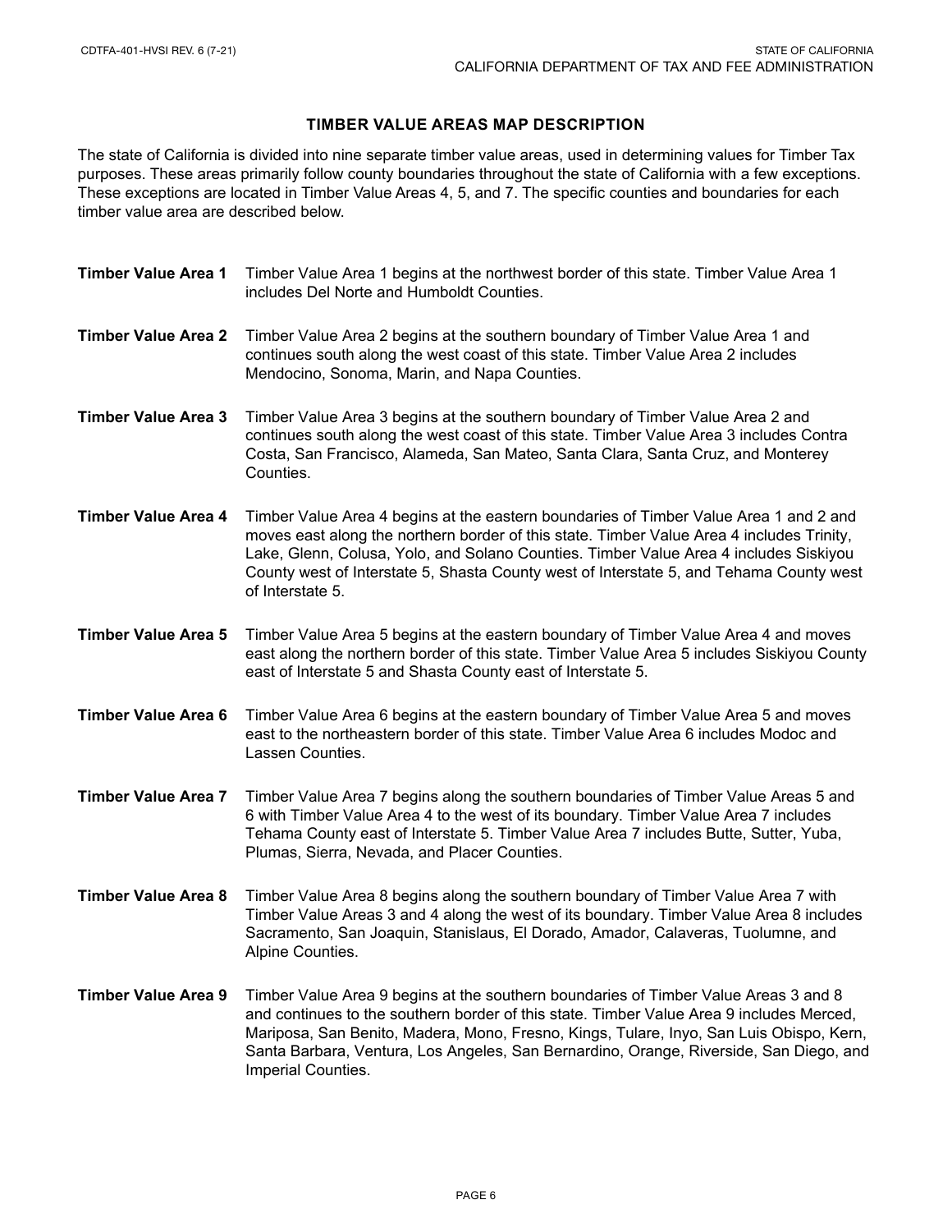## TIMBER VALUE AREAS MAP DESCRIPTION

The state of California is divided into nine separate timber value areas, used in determining values for Timber Tax purposes. These areas primarily follow county boundaries throughout the state of California with a few exceptions. These exceptions are located in Timber Value Areas 4, 5, and 7. The specific counties and boundaries for each timber value area are described below.

**Timber Value Area 1** Timber Value Area 1 begins at the northwest border of this state. Timber Value Area 1 includes Del Norte and Humboldt Counties.

**Timber Value Area 2** Timber Value Area 2 begins at the southern boundary of Timber Value Area 1 and continues south along the west coast of this state. Timber Value Area 2 includes Mendocino, Sonoma, Marin, and Napa Counties.

**Timber Value Area 3** Timber Value Area 3 begins at the southern boundary of Timber Value Area 2 and continues south along the west coast of this state. Timber Value Area 3 includes Contra Costa, San Francisco, Alameda, San Mateo, Santa Clara, Santa Cruz, and Monterey Counties.

**Timber Value Area 4** Timber Value Area 4 begins at the eastern boundaries of Timber Value Area 1 and 2 and moves east along the northern border of this state. Timber Value Area 4 includes Trinity, Lake, Glenn, Colusa, Yolo, and Solano Counties. Timber Value Area 4 includes Siskiyou County west of Interstate 5, Shasta County west of Interstate 5, and Tehama County west of Interstate 5.

**Timber Value Area 5** Timber Value Area 5 begins at the eastern boundary of Timber Value Area 4 and moves east along the northern border of this state. Timber Value Area 5 includes Siskiyou County east of Interstate 5 and Shasta County east of Interstate 5.

**Timber Value Area 6** Timber Value Area 6 begins at the eastern boundary of Timber Value Area 5 and moves east to the northeastern border of this state. Timber Value Area 6 includes Modoc and Lassen Counties.

**Timber Value Area 7** Timber Value Area 7 begins along the southern boundaries of Timber Value Areas 5 and 6 with Timber Value Area 4 to the west of its boundary. Timber Value Area 7 includes Tehama County east of Interstate 5. Timber Value Area 7 includes Butte, Sutter, Yuba, Plumas, Sierra, Nevada, and Placer Counties.

**Timber Value Area 8** Timber Value Area 8 begins along the southern boundary of Timber Value Area 7 with Timber Value Areas 3 and 4 along the west of its boundary. Timber Value Area 8 includes Sacramento, San Joaquin, Stanislaus, El Dorado, Amador, Calaveras, Tuolumne, and Alpine Counties.

**Timber Value Area 9** Timber Value Area 9 begins at the southern boundaries of Timber Value Areas 3 and 8 and continues to the southern border of this state. Timber Value Area 9 includes Merced, Mariposa, San Benito, Madera, Mono, Fresno, Kings, Tulare, Inyo, San Luis Obispo, Kern, Santa Barbara, Ventura, Los Angeles, San Bernardino, Orange, Riverside, San Diego, and Imperial Counties.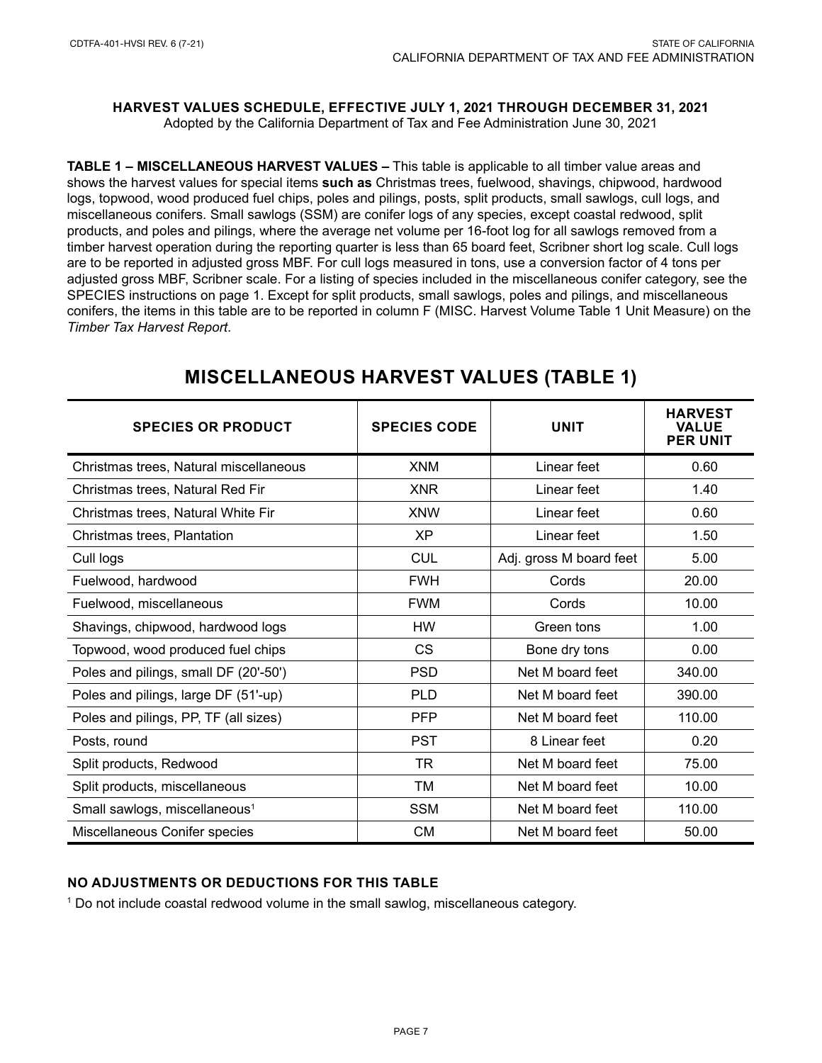CDTFA-401-HVSI REV. 6 (7-21)

STATE OF CALIFORNIA
CALIFORNIA DEPARTMENT OF TAX AND FEE ADMINISTRATION

**HARVEST VALUES SCHEDULE, EFFECTIVE JULY 1, 2021 THROUGH DECEMBER 31, 2021**
Adopted by the California Department of Tax and Fee Administration June 30, 2021

**TABLE 1 – MISCELLANEOUS HARVEST VALUES –** This table is applicable to all timber value areas and shows the harvest values for special items **such as** Christmas trees, fuelwood, shavings, chipwood, hardwood logs, topwood, wood produced fuel chips, poles and pilings, posts, split products, small sawlogs, cull logs, and miscellaneous conifers. Small sawlogs (SSM) are conifer logs of any species, except coastal redwood, split products, and poles and pilings, where the average net volume per 16-foot log for all sawlogs removed from a timber harvest operation during the reporting quarter is less than 65 board feet, Scribner short log scale. Cull logs are to be reported in adjusted gross MBF. For cull logs measured in tons, use a conversion factor of 4 tons per adjusted gross MBF, Scribner scale. For a listing of species included in the miscellaneous conifer category, see the SPECIES instructions on page 1. Except for split products, small sawlogs, poles and pilings, and miscellaneous conifers, the items in this table are to be reported in column F (MISC. Harvest Volume Table 1 Unit Measure) on the *Timber Tax Harvest Report*.

## MISCELLANEOUS HARVEST VALUES (TABLE 1)

| SPECIES OR PRODUCT | SPECIES CODE | UNIT | HARVEST VALUE PER UNIT |
|---|---|---|---|
| Christmas trees, Natural miscellaneous | XNM | Linear feet | 0.60 |
| Christmas trees, Natural Red Fir | XNR | Linear feet | 1.40 |
| Christmas trees, Natural White Fir | XNW | Linear feet | 0.60 |
| Christmas trees, Plantation | XP | Linear feet | 1.50 |
| Cull logs | CUL | Adj. gross M board feet | 5.00 |
| Fuelwood, hardwood | FWH | Cords | 20.00 |
| Fuelwood, miscellaneous | FWM | Cords | 10.00 |
| Shavings, chipwood, hardwood logs | HW | Green tons | 1.00 |
| Topwood, wood produced fuel chips | CS | Bone dry tons | 0.00 |
| Poles and pilings, small DF (20'-50') | PSD | Net M board feet | 340.00 |
| Poles and pilings, large DF (51'-up) | PLD | Net M board feet | 390.00 |
| Poles and pilings, PP, TF (all sizes) | PFP | Net M board feet | 110.00 |
| Posts, round | PST | 8 Linear feet | 0.20 |
| Split products, Redwood | TR | Net M board feet | 75.00 |
| Split products, miscellaneous | TM | Net M board feet | 10.00 |
| Small sawlogs, miscellaneous[1] | SSM | Net M board feet | 110.00 |
| Miscellaneous Conifer species | CM | Net M board feet | 50.00 |

**NO ADJUSTMENTS OR DEDUCTIONS FOR THIS TABLE**

[1] Do not include coastal redwood volume in the small sawlog, miscellaneous category.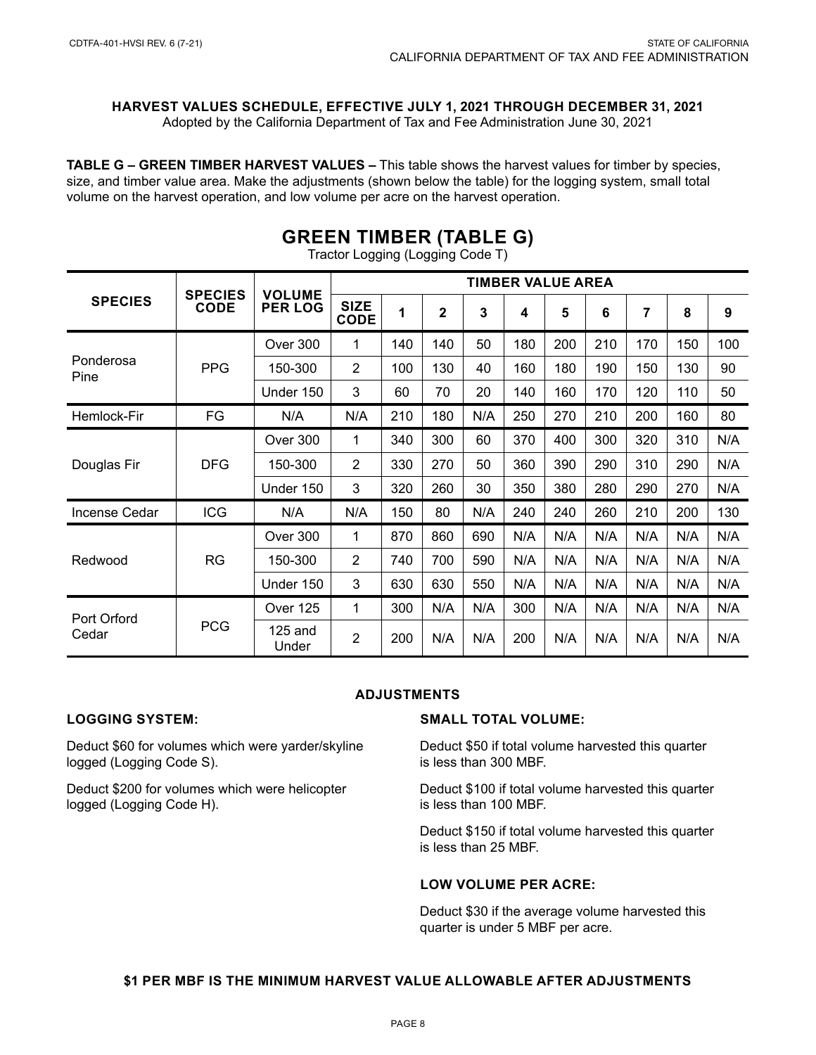**HARVEST VALUES SCHEDULE, EFFECTIVE JULY 1, 2021 THROUGH DECEMBER 31, 2021**

Adopted by the California Department of Tax and Fee Administration June 30, 2021

**TABLE G – GREEN TIMBER HARVEST VALUES –** This table shows the harvest values for timber by species, size, and timber value area. Make the adjustments (shown below the table) for the logging system, small total volume on the harvest operation, and low volume per acre on the harvest operation.

## GREEN TIMBER (TABLE G)

Tractor Logging (Logging Code T)

| SPECIES | SPECIES CODE | VOLUME PER LOG | TIMBER VALUE AREA | | | | | | | | | |
|---|---|---|---|---|---|---|---|---|---|---|---|---|
| | | | SIZE CODE | 1 | 2 | 3 | 4 | 5 | 6 | 7 | 8 | 9 |
| Ponderosa Pine | PPG | Over 300 | 1 | 140 | 140 | 50 | 180 | 200 | 210 | 170 | 150 | 100 |
| | | 150-300 | 2 | 100 | 130 | 40 | 160 | 180 | 190 | 150 | 130 | 90 |
| | | Under 150 | 3 | 60 | 70 | 20 | 140 | 160 | 170 | 120 | 110 | 50 |
| Hemlock-Fir | FG | N/A | N/A | 210 | 180 | N/A | 250 | 270 | 210 | 200 | 160 | 80 |
| Douglas Fir | DFG | Over 300 | 1 | 340 | 300 | 60 | 370 | 400 | 300 | 320 | 310 | N/A |
| | | 150-300 | 2 | 330 | 270 | 50 | 360 | 390 | 290 | 310 | 290 | N/A |
| | | Under 150 | 3 | 320 | 260 | 30 | 350 | 380 | 280 | 290 | 270 | N/A |
| Incense Cedar | ICG | N/A | N/A | 150 | 80 | N/A | 240 | 240 | 260 | 210 | 200 | 130 |
| Redwood | RG | Over 300 | 1 | 870 | 860 | 690 | N/A | N/A | N/A | N/A | N/A | N/A |
| | | 150-300 | 2 | 740 | 700 | 590 | N/A | N/A | N/A | N/A | N/A | N/A |
| | | Under 150 | 3 | 630 | 630 | 550 | N/A | N/A | N/A | N/A | N/A | N/A |
| Port Orford Cedar | PCG | Over 125 | 1 | 300 | N/A | N/A | 300 | N/A | N/A | N/A | N/A | N/A |
| | | 125 and Under | 2 | 200 | N/A | N/A | 200 | N/A | N/A | N/A | N/A | N/A |

### ADJUSTMENTS

**LOGGING SYSTEM:**

Deduct $60 for volumes which were yarder/skyline logged (Logging Code S).

Deduct $200 for volumes which were helicopter logged (Logging Code H).

**SMALL TOTAL VOLUME:**

Deduct $50 if total volume harvested this quarter is less than 300 MBF.

Deduct $100 if total volume harvested this quarter is less than 100 MBF.

Deduct $150 if total volume harvested this quarter is less than 25 MBF.

**LOW VOLUME PER ACRE:**

Deduct $30 if the average volume harvested this quarter is under 5 MBF per acre.

**$1 PER MBF IS THE MINIMUM HARVEST VALUE ALLOWABLE AFTER ADJUSTMENTS**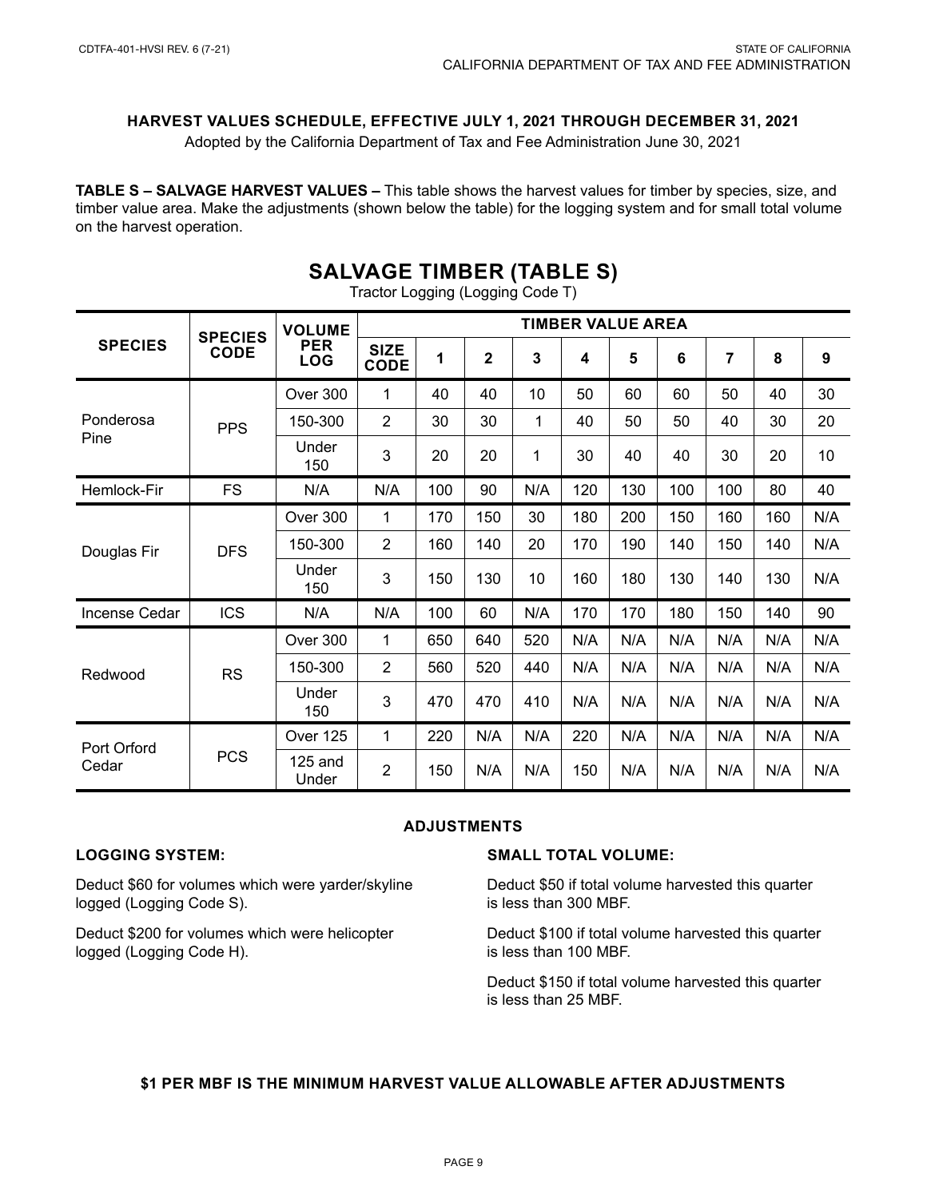CDTFA-401-HVSI REV. 6 (7-21)

STATE OF CALIFORNIA
CALIFORNIA DEPARTMENT OF TAX AND FEE ADMINISTRATION

**HARVEST VALUES SCHEDULE, EFFECTIVE JULY 1, 2021 THROUGH DECEMBER 31, 2021**

Adopted by the California Department of Tax and Fee Administration June 30, 2021

**TABLE S – SALVAGE HARVEST VALUES –** This table shows the harvest values for timber by species, size, and timber value area. Make the adjustments (shown below the table) for the logging system and for small total volume on the harvest operation.

# SALVAGE TIMBER (TABLE S)

Tractor Logging (Logging Code T)

| SPECIES | SPECIES CODE | VOLUME PER LOG | TIMBER VALUE AREA | | | | | | | | | |
|---|---|---|---|---|---|---|---|---|---|---|---|---|
| | | | SIZE CODE | 1 | 2 | 3 | 4 | 5 | 6 | 7 | 8 | 9 |
| Ponderosa Pine | PPS | Over 300 | 1 | 40 | 40 | 10 | 50 | 60 | 60 | 50 | 40 | 30 |
| | | 150-300 | 2 | 30 | 30 | 1 | 40 | 50 | 50 | 40 | 30 | 20 |
| | | Under 150 | 3 | 20 | 20 | 1 | 30 | 40 | 40 | 30 | 20 | 10 |
| Hemlock-Fir | FS | N/A | N/A | 100 | 90 | N/A | 120 | 130 | 100 | 100 | 80 | 40 |
| Douglas Fir | DFS | Over 300 | 1 | 170 | 150 | 30 | 180 | 200 | 150 | 160 | 160 | N/A |
| | | 150-300 | 2 | 160 | 140 | 20 | 170 | 190 | 140 | 150 | 140 | N/A |
| | | Under 150 | 3 | 150 | 130 | 10 | 160 | 180 | 130 | 140 | 130 | N/A |
| Incense Cedar | ICS | N/A | N/A | 100 | 60 | N/A | 170 | 170 | 180 | 150 | 140 | 90 |
| Redwood | RS | Over 300 | 1 | 650 | 640 | 520 | N/A | N/A | N/A | N/A | N/A | N/A |
| | | 150-300 | 2 | 560 | 520 | 440 | N/A | N/A | N/A | N/A | N/A | N/A |
| | | Under 150 | 3 | 470 | 470 | 410 | N/A | N/A | N/A | N/A | N/A | N/A |
| Port Orford Cedar | PCS | Over 125 | 1 | 220 | N/A | N/A | 220 | N/A | N/A | N/A | N/A | N/A |
| | | 125 and Under | 2 | 150 | N/A | N/A | 150 | N/A | N/A | N/A | N/A | N/A |

## ADJUSTMENTS

**LOGGING SYSTEM:**

Deduct $60 for volumes which were yarder/skyline logged (Logging Code S).

Deduct $200 for volumes which were helicopter logged (Logging Code H).

**SMALL TOTAL VOLUME:**

Deduct $50 if total volume harvested this quarter is less than 300 MBF.

Deduct $100 if total volume harvested this quarter is less than 100 MBF.

Deduct $150 if total volume harvested this quarter is less than 25 MBF.

**$1 PER MBF IS THE MINIMUM HARVEST VALUE ALLOWABLE AFTER ADJUSTMENTS**